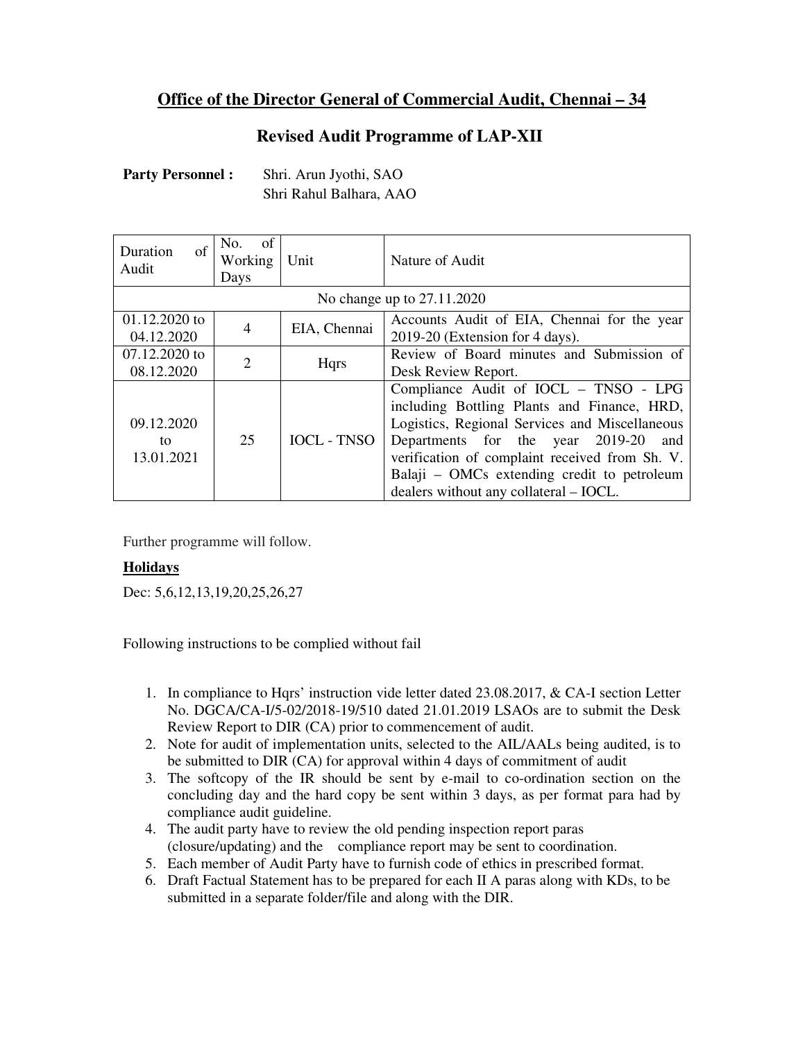# Office of the Director General of Commercial Audit, Chennai – 34

## Revised Audit Programme of LAP-XII

**Party Personnel :** Shri. Arun Jyothi, SAO
Shri Rahul Balhara, AAO

| Duration of Audit | No. of Working Days | Unit | Nature of Audit |
|---|---|---|---|
| No change up to 27.11.2020 | | | |
| 01.12.2020 to 04.12.2020 | 4 | EIA, Chennai | Accounts Audit of EIA, Chennai for the year 2019-20 (Extension for 4 days). |
| 07.12.2020 to 08.12.2020 | 2 | Hqrs | Review of Board minutes and Submission of Desk Review Report. |
| 09.12.2020 to 13.01.2021 | 25 | IOCL - TNSO | Compliance Audit of IOCL – TNSO - LPG including Bottling Plants and Finance, HRD, Logistics, Regional Services and Miscellaneous Departments for the year 2019-20 and verification of complaint received from Sh. V. Balaji – OMCs extending credit to petroleum dealers without any collateral – IOCL. |

Further programme will follow.

**Holidays**

Dec: 5,6,12,13,19,20,25,26,27

Following instructions to be complied without fail

1. In compliance to Hqrs' instruction vide letter dated 23.08.2017, & CA-I section Letter No. DGCA/CA-I/5-02/2018-19/510 dated 21.01.2019 LSAOs are to submit the Desk Review Report to DIR (CA) prior to commencement of audit.
2. Note for audit of implementation units, selected to the AIL/AALs being audited, is to be submitted to DIR (CA) for approval within 4 days of commitment of audit
3. The softcopy of the IR should be sent by e-mail to co-ordination section on the concluding day and the hard copy be sent within 3 days, as per format para had by compliance audit guideline.
4. The audit party have to review the old pending inspection report paras (closure/updating) and the compliance report may be sent to coordination.
5. Each member of Audit Party have to furnish code of ethics in prescribed format.
6. Draft Factual Statement has to be prepared for each II A paras along with KDs, to be submitted in a separate folder/file and along with the DIR.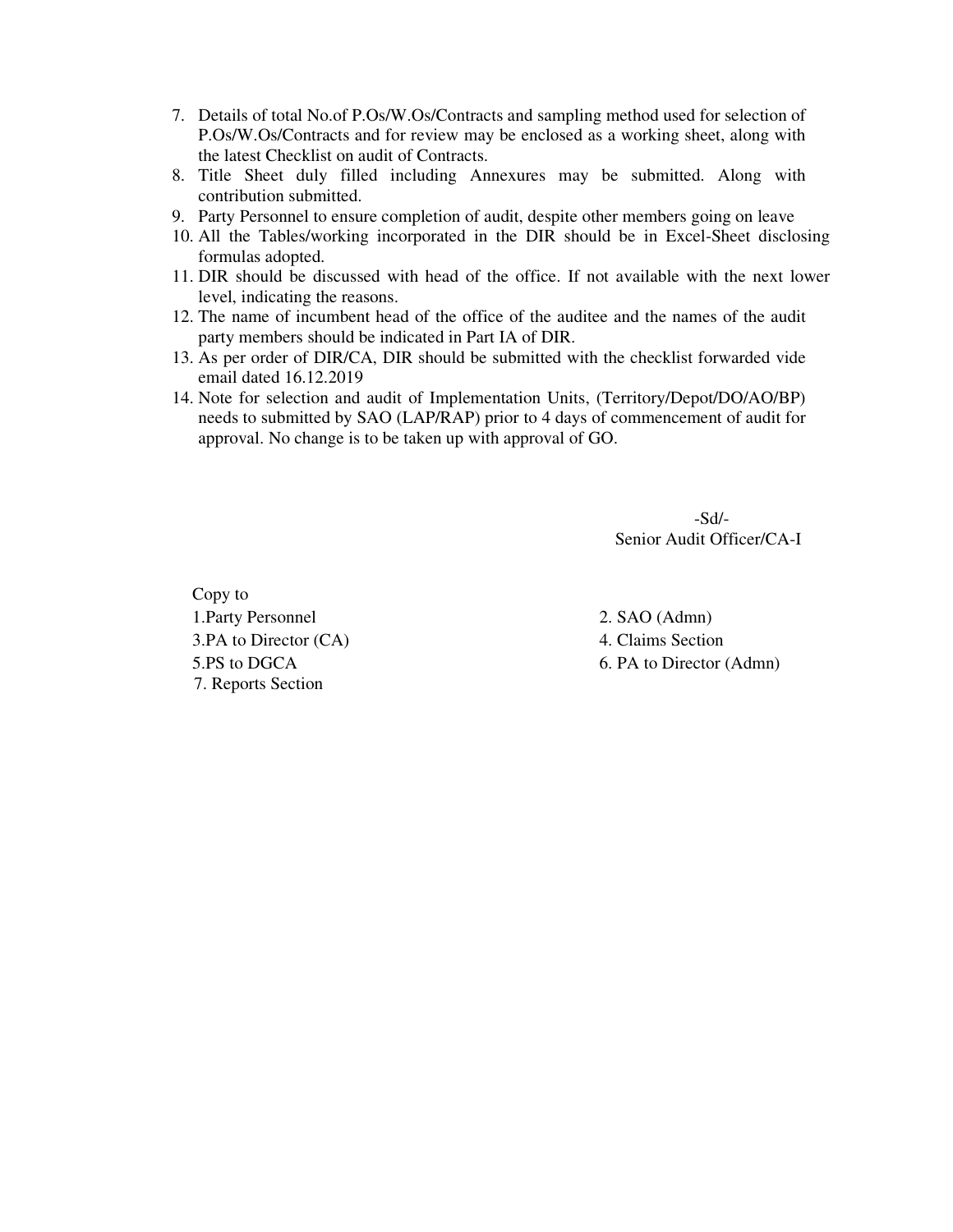7. Details of total No.of P.Os/W.Os/Contracts and sampling method used for selection of P.Os/W.Os/Contracts and for review may be enclosed as a working sheet, along with the latest Checklist on audit of Contracts.
8. Title Sheet duly filled including Annexures may be submitted. Along with contribution submitted.
9. Party Personnel to ensure completion of audit, despite other members going on leave
10. All the Tables/working incorporated in the DIR should be in Excel-Sheet disclosing formulas adopted.
11. DIR should be discussed with head of the office. If not available with the next lower level, indicating the reasons.
12. The name of incumbent head of the office of the auditee and the names of the audit party members should be indicated in Part IA of DIR.
13. As per order of DIR/CA, DIR should be submitted with the checklist forwarded vide email dated 16.12.2019
14. Note for selection and audit of Implementation Units, (Territory/Depot/DO/AO/BP) needs to submitted by SAO (LAP/RAP) prior to 4 days of commencement of audit for approval. No change is to be taken up with approval of GO.

-Sd/-
Senior Audit Officer/CA-I

Copy to

1. Party Personnel
2. SAO (Admn)
3. PA to Director (CA)
4. Claims Section
5. PS to DGCA
6. PA to Director (Admn)
7. Reports Section